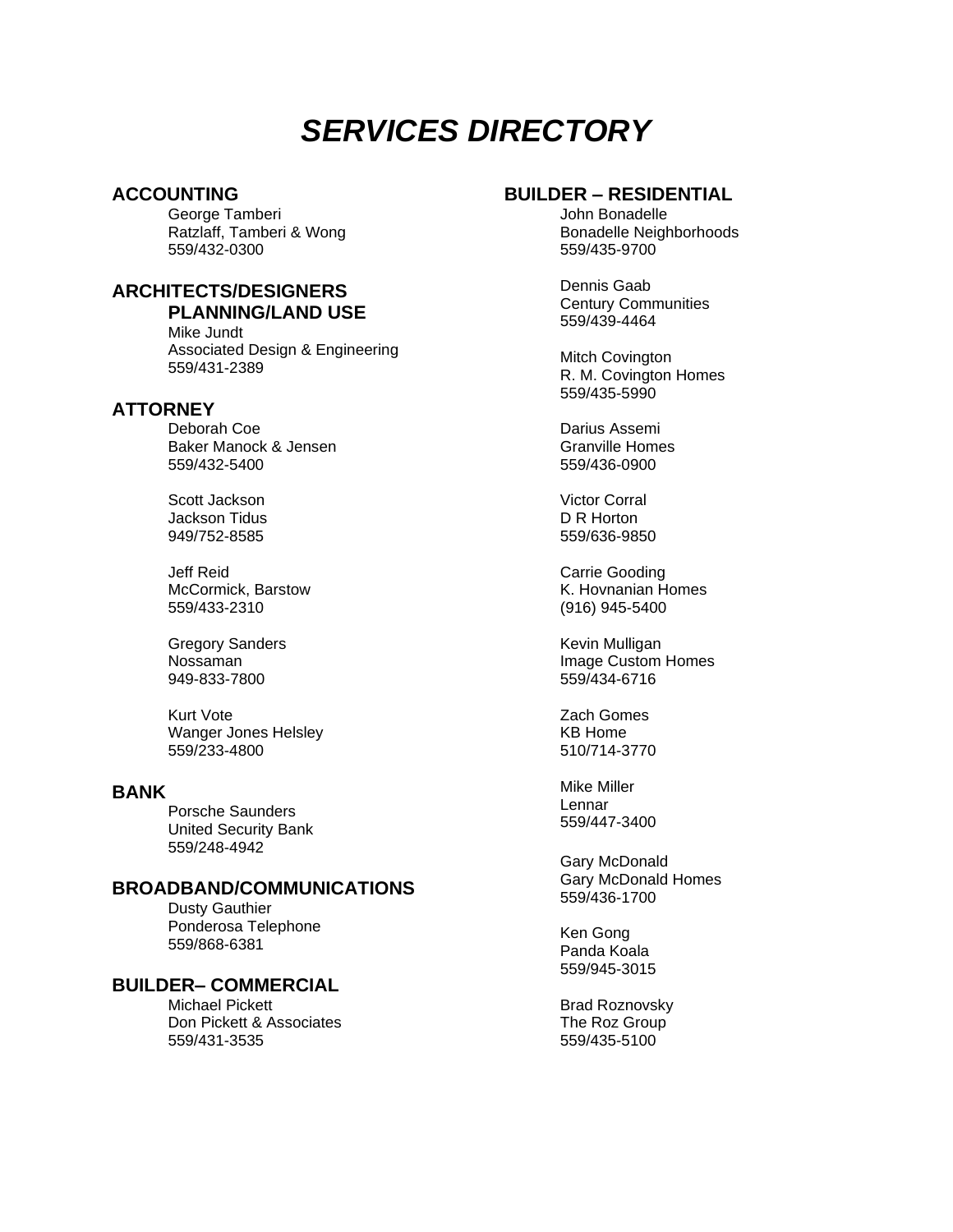# SERVICES DIRECTORY

## ACCOUNTING

George Tamberi
Ratzlaff, Tamberi & Wong
559/432-0300

## ARCHITECTS/DESIGNERS PLANNING/LAND USE

Mike Jundt
Associated Design & Engineering
559/431-2389

## ATTORNEY

Deborah Coe
Baker Manock & Jensen
559/432-5400

Scott Jackson
Jackson Tidus
949/752-8585

Jeff Reid
McCormick, Barstow
559/433-2310

Gregory Sanders
Nossaman
949-833-7800

Kurt Vote
Wanger Jones Helsley
559/233-4800

## BANK

Porsche Saunders
United Security Bank
559/248-4942

## BROADBAND/COMMUNICATIONS

Dusty Gauthier
Ponderosa Telephone
559/868-6381

## BUILDER– COMMERCIAL

Michael Pickett
Don Pickett & Associates
559/431-3535

## BUILDER – RESIDENTIAL

John Bonadelle
Bonadelle Neighborhoods
559/435-9700

Dennis Gaab
Century Communities
559/439-4464

Mitch Covington
R. M. Covington Homes
559/435-5990

Darius Assemi
Granville Homes
559/436-0900

Victor Corral
D R Horton
559/636-9850

Carrie Gooding
K. Hovnanian Homes
(916) 945-5400

Kevin Mulligan
Image Custom Homes
559/434-6716

Zach Gomes
KB Home
510/714-3770

Mike Miller
Lennar
559/447-3400

Gary McDonald
Gary McDonald Homes
559/436-1700

Ken Gong
Panda Koala
559/945-3015

Brad Roznovsky
The Roz Group
559/435-5100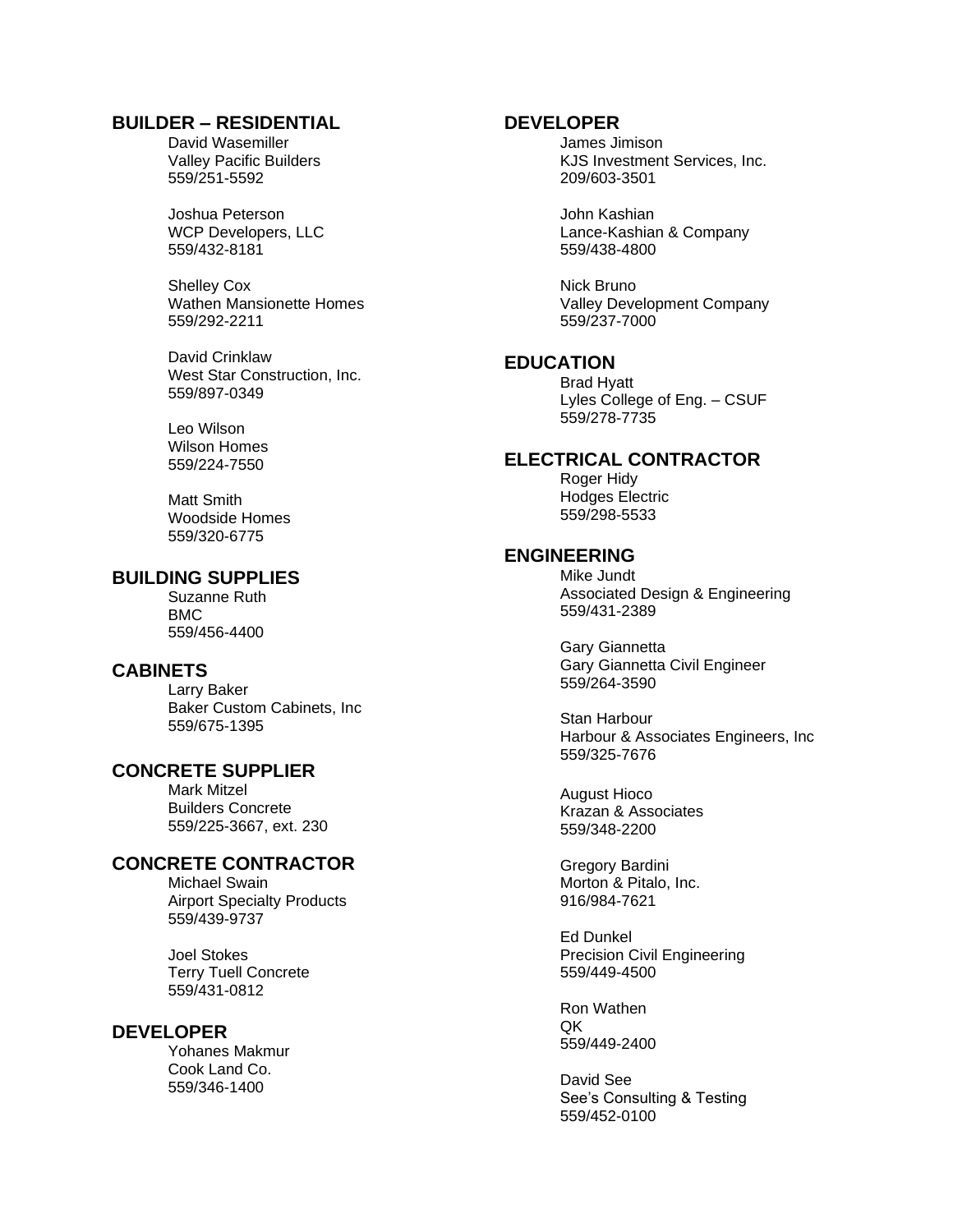## BUILDER – RESIDENTIAL

David Wasemiller
Valley Pacific Builders
559/251-5592

Joshua Peterson
WCP Developers, LLC
559/432-8181

Shelley Cox
Wathen Mansionette Homes
559/292-2211

David Crinklaw
West Star Construction, Inc.
559/897-0349

Leo Wilson
Wilson Homes
559/224-7550

Matt Smith
Woodside Homes
559/320-6775

## BUILDING SUPPLIES

Suzanne Ruth
BMC
559/456-4400

## CABINETS

Larry Baker
Baker Custom Cabinets, Inc
559/675-1395

## CONCRETE SUPPLIER

Mark Mitzel
Builders Concrete
559/225-3667, ext. 230

## CONCRETE CONTRACTOR

Michael Swain
Airport Specialty Products
559/439-9737

Joel Stokes
Terry Tuell Concrete
559/431-0812

## DEVELOPER

Yohanes Makmur
Cook Land Co.
559/346-1400

## DEVELOPER

James Jimison
KJS Investment Services, Inc.
209/603-3501

John Kashian
Lance-Kashian & Company
559/438-4800

Nick Bruno
Valley Development Company
559/237-7000

## EDUCATION

Brad Hyatt
Lyles College of Eng. – CSUF
559/278-7735

## ELECTRICAL CONTRACTOR

Roger Hidy
Hodges Electric
559/298-5533

## ENGINEERING

Mike Jundt
Associated Design & Engineering
559/431-2389

Gary Giannetta
Gary Giannetta Civil Engineer
559/264-3590

Stan Harbour
Harbour & Associates Engineers, Inc
559/325-7676

August Hioco
Krazan & Associates
559/348-2200

Gregory Bardini
Morton & Pitalo, Inc.
916/984-7621

Ed Dunkel
Precision Civil Engineering
559/449-4500

Ron Wathen
QK
559/449-2400

David See
See's Consulting & Testing
559/452-0100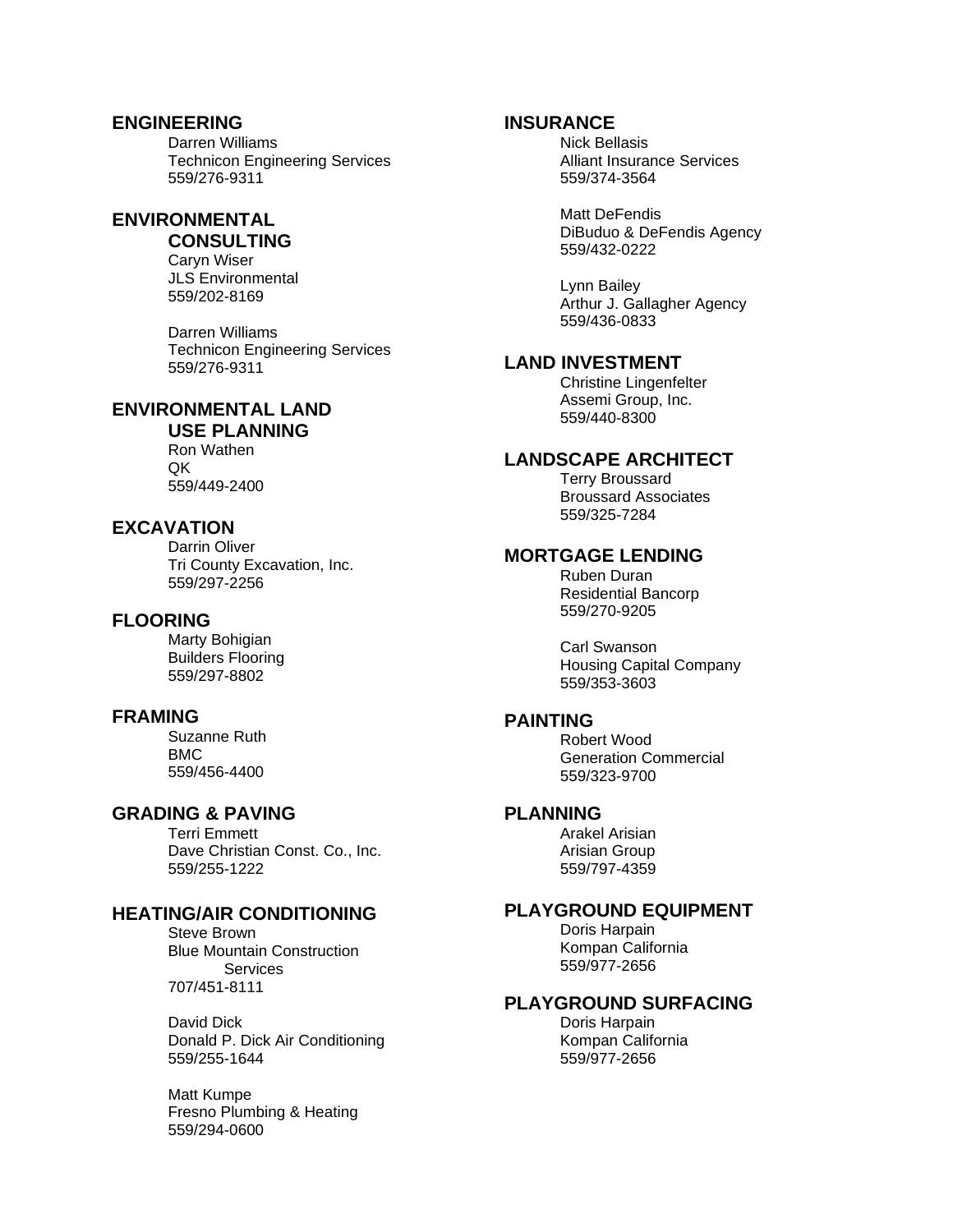### ENGINEERING

Darren Williams
Technicon Engineering Services
559/276-9311

### ENVIRONMENTAL CONSULTING

Caryn Wiser
JLS Environmental
559/202-8169

Darren Williams
Technicon Engineering Services
559/276-9311

### ENVIRONMENTAL LAND USE PLANNING

Ron Wathen
QK
559/449-2400

### EXCAVATION

Darrin Oliver
Tri County Excavation, Inc.
559/297-2256

### FLOORING

Marty Bohigian
Builders Flooring
559/297-8802

### FRAMING

Suzanne Ruth
BMC
559/456-4400

### GRADING & PAVING

Terri Emmett
Dave Christian Const. Co., Inc.
559/255-1222

### HEATING/AIR CONDITIONING

Steve Brown
Blue Mountain Construction Services
707/451-8111

David Dick
Donald P. Dick Air Conditioning
559/255-1644

Matt Kumpe
Fresno Plumbing & Heating
559/294-0600

### INSURANCE

Nick Bellasis
Alliant Insurance Services
559/374-3564

Matt DeFendis
DiBuduo & DeFendis Agency
559/432-0222

Lynn Bailey
Arthur J. Gallagher Agency
559/436-0833

### LAND INVESTMENT

Christine Lingenfelter
Assemi Group, Inc.
559/440-8300

### LANDSCAPE ARCHITECT

Terry Broussard
Broussard Associates
559/325-7284

### MORTGAGE LENDING

Ruben Duran
Residential Bancorp
559/270-9205

Carl Swanson
Housing Capital Company
559/353-3603

### PAINTING

Robert Wood
Generation Commercial
559/323-9700

### PLANNING

Arakel Arisian
Arisian Group
559/797-4359

### PLAYGROUND EQUIPMENT

Doris Harpain
Kompan California
559/977-2656

### PLAYGROUND SURFACING

Doris Harpain
Kompan California
559/977-2656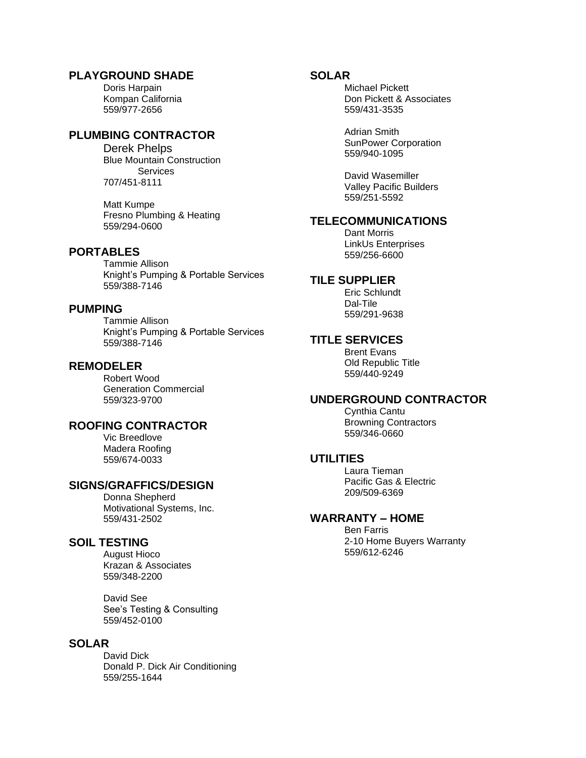## PLAYGROUND SHADE

Doris Harpain
Kompan California
559/977-2656

## PLUMBING CONTRACTOR

Derek Phelps
Blue Mountain Construction Services
707/451-8111

Matt Kumpe
Fresno Plumbing & Heating
559/294-0600

## PORTABLES

Tammie Allison
Knight's Pumping & Portable Services
559/388-7146

## PUMPING

Tammie Allison
Knight's Pumping & Portable Services
559/388-7146

## REMODELER

Robert Wood
Generation Commercial
559/323-9700

## ROOFING CONTRACTOR

Vic Breedlove
Madera Roofing
559/674-0033

## SIGNS/GRAFFICS/DESIGN

Donna Shepherd
Motivational Systems, Inc.
559/431-2502

## SOIL TESTING

August Hioco
Krazan & Associates
559/348-2200

David See
See's Testing & Consulting
559/452-0100

## SOLAR

David Dick
Donald P. Dick Air Conditioning
559/255-1644

## SOLAR

Michael Pickett
Don Pickett & Associates
559/431-3535

Adrian Smith
SunPower Corporation
559/940-1095

David Wasemiller
Valley Pacific Builders
559/251-5592

## TELECOMMUNICATIONS

Dant Morris
LinkUs Enterprises
559/256-6600

## TILE SUPPLIER

Eric Schlundt
Dal-Tile
559/291-9638

## TITLE SERVICES

Brent Evans
Old Republic Title
559/440-9249

## UNDERGROUND CONTRACTOR

Cynthia Cantu
Browning Contractors
559/346-0660

## UTILITIES

Laura Tieman
Pacific Gas & Electric
209/509-6369

## WARRANTY – HOME

Ben Farris
2-10 Home Buyers Warranty
559/612-6246